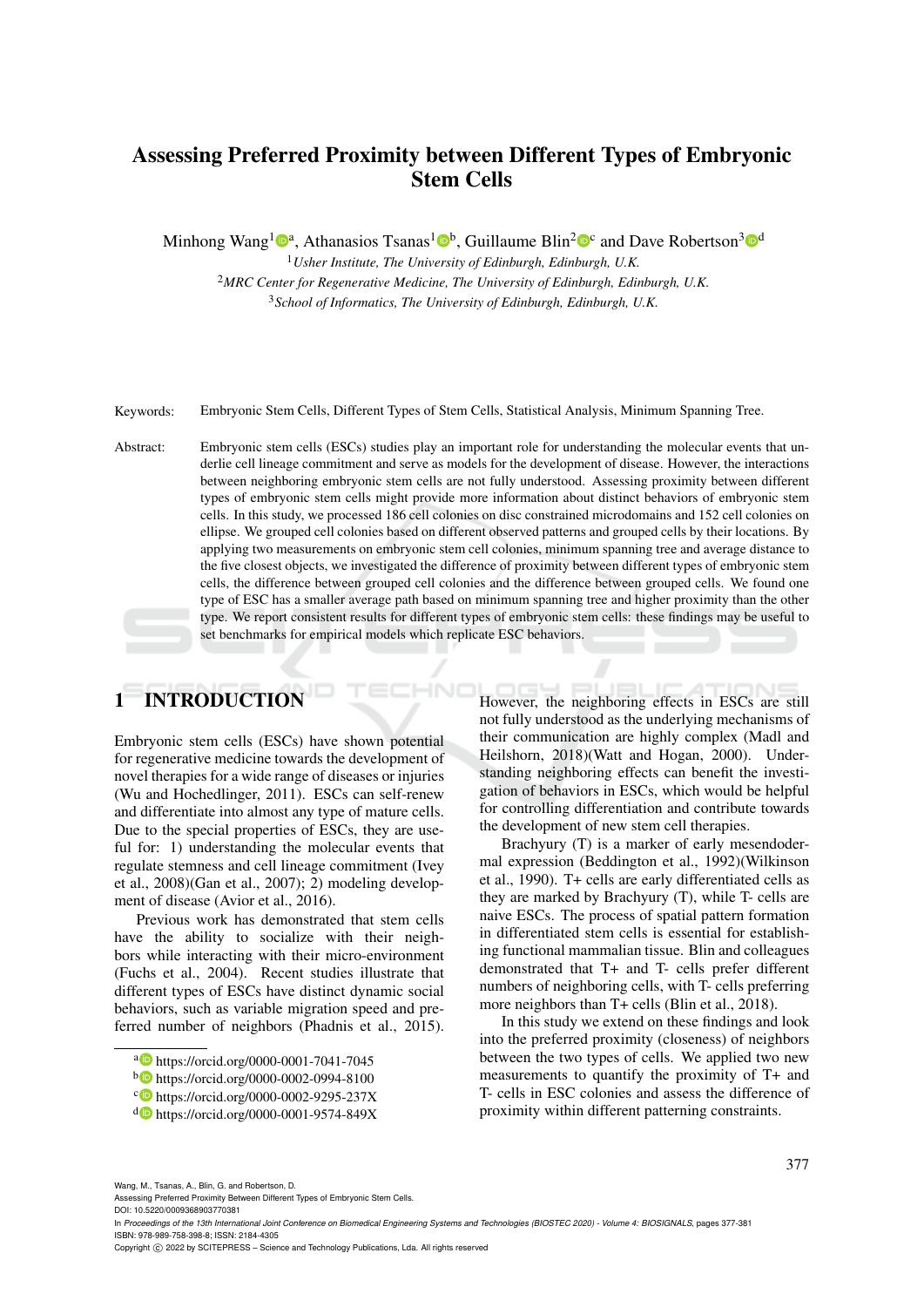# Assessing Preferred Proximity between Different Types of Embryonic Stem Cells

Minhong Wang[1][a], Athanasios Tsanas[1][b], Guillaume Blin[2][c] and Dave Robertson[3][d]

[1]*Usher Institute, The University of Edinburgh, Edinburgh, U.K.*
[2]*MRC Center for Regenerative Medicine, The University of Edinburgh, Edinburgh, U.K.*
[3]*School of Informatics, The University of Edinburgh, Edinburgh, U.K.*

Keywords: Embryonic Stem Cells, Different Types of Stem Cells, Statistical Analysis, Minimum Spanning Tree.

Abstract: Embryonic stem cells (ESCs) studies play an important role for understanding the molecular events that underlie cell lineage commitment and serve as models for the development of disease. However, the interactions between neighboring embryonic stem cells are not fully understood. Assessing proximity between different types of embryonic stem cells might provide more information about distinct behaviors of embryonic stem cells. In this study, we processed 186 cell colonies on disc constrained microdomains and 152 cell colonies on ellipse. We grouped cell colonies based on different observed patterns and grouped cells by their locations. By applying two measurements on embryonic stem cell colonies, minimum spanning tree and average distance to the five closest objects, we investigated the difference of proximity between different types of embryonic stem cells, the difference between grouped cell colonies and the difference between grouped cells. We found one type of ESC has a smaller average path based on minimum spanning tree and higher proximity than the other type. We report consistent results for different types of embryonic stem cells: these findings may be useful to set benchmarks for empirical models which replicate ESC behaviors.

## 1 INTRODUCTION

Embryonic stem cells (ESCs) have shown potential for regenerative medicine towards the development of novel therapies for a wide range of diseases or injuries (Wu and Hochedlinger, 2011). ESCs can self-renew and differentiate into almost any type of mature cells. Due to the special properties of ESCs, they are useful for: 1) understanding the molecular events that regulate stemness and cell lineage commitment (Ivey et al., 2008)(Gan et al., 2007); 2) modeling development of disease (Avior et al., 2016).

Previous work has demonstrated that stem cells have the ability to socialize with their neighbors while interacting with their micro-environment (Fuchs et al., 2004). Recent studies illustrate that different types of ESCs have distinct dynamic social behaviors, such as variable migration speed and preferred number of neighbors (Phadnis et al., 2015). However, the neighboring effects in ESCs are still not fully understood as the underlying mechanisms of their communication are highly complex (Madl and Heilshorn, 2018)(Watt and Hogan, 2000). Understanding neighboring effects can benefit the investigation of behaviors in ESCs, which would be helpful for controlling differentiation and contribute towards the development of new stem cell therapies.

Brachyury (T) is a marker of early mesendodermal expression (Beddington et al., 1992)(Wilkinson et al., 1990). T+ cells are early differentiated cells as they are marked by Brachyury (T), while T- cells are naive ESCs. The process of spatial pattern formation in differentiated stem cells is essential for establishing functional mammalian tissue. Blin and colleagues demonstrated that T+ and T- cells prefer different numbers of neighboring cells, with T- cells preferring more neighbors than T+ cells (Blin et al., 2018).

In this study we extend on these findings and look into the preferred proximity (closeness) of neighbors between the two types of cells. We applied two new measurements to quantify the proximity of T+ and T- cells in ESC colonies and assess the difference of proximity within different patterning constraints.

[a] https://orcid.org/0000-0001-7041-7045
[b] https://orcid.org/0000-0002-0994-8100
[c] https://orcid.org/0000-0002-9295-237X
[d] https://orcid.org/0000-0001-9574-849X

Wang, M., Tsanas, A., Blin, G. and Robertson, D.
Assessing Preferred Proximity Between Different Types of Embryonic Stem Cells.
DOI: 10.5220/0009368903770381
In *Proceedings of the 13th International Joint Conference on Biomedical Engineering Systems and Technologies (BIOSTEC 2020) - Volume 4: BIOSIGNALS*, pages 377-381
ISBN: 978-989-758-398-8; ISSN: 2184-4305
Copyright © 2022 by SCITEPRESS – Science and Technology Publications, Lda. All rights reserved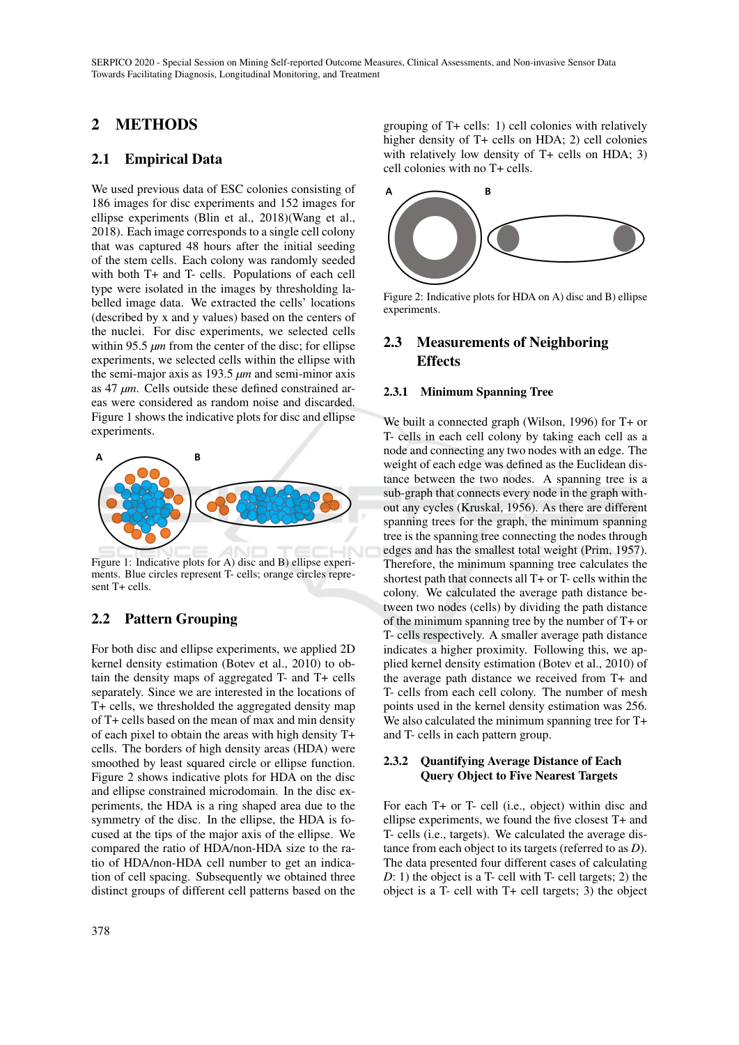## 2 METHODS

### 2.1 Empirical Data

We used previous data of ESC colonies consisting of 186 images for disc experiments and 152 images for ellipse experiments (Blin et al., 2018)(Wang et al., 2018). Each image corresponds to a single cell colony that was captured 48 hours after the initial seeding of the stem cells. Each colony was randomly seeded with both T+ and T- cells. Populations of each cell type were isolated in the images by thresholding labelled image data. We extracted the cells' locations (described by x and y values) based on the centers of the nuclei. For disc experiments, we selected cells within 95.5 $\mu m$ from the center of the disc; for ellipse experiments, we selected cells within the ellipse with the semi-major axis as 193.5 $\mu m$ and semi-minor axis as 47 $\mu m$. Cells outside these defined constrained areas were considered as random noise and discarded. Figure 1 shows the indicative plots for disc and ellipse experiments.

Figure 1: Indicative plots for A) disc and B) ellipse experiments. Blue circles represent T- cells; orange circles represent T+ cells.

### 2.2 Pattern Grouping

For both disc and ellipse experiments, we applied 2D kernel density estimation (Botev et al., 2010) to obtain the density maps of aggregated T- and T+ cells separately. Since we are interested in the locations of T+ cells, we thresholded the aggregated density map of T+ cells based on the mean of max and min density of each pixel to obtain the areas with high density T+ cells. The borders of high density areas (HDA) were smoothed by least squared circle or ellipse function. Figure 2 shows indicative plots for HDA on the disc and ellipse constrained microdomain. In the disc experiments, the HDA is a ring shaped area due to the symmetry of the disc. In the ellipse, the HDA is focused at the tips of the major axis of the ellipse. We compared the ratio of HDA/non-HDA size to the ratio of HDA/non-HDA cell number to get an indication of cell spacing. Subsequently we obtained three distinct groups of different cell patterns based on the grouping of T+ cells: 1) cell colonies with relatively higher density of T+ cells on HDA; 2) cell colonies with relatively low density of T+ cells on HDA; 3) cell colonies with no T+ cells.

Figure 2: Indicative plots for HDA on A) disc and B) ellipse experiments.

### 2.3 Measurements of Neighboring Effects

#### 2.3.1 Minimum Spanning Tree

We built a connected graph (Wilson, 1996) for T+ or T- cells in each cell colony by taking each cell as a node and connecting any two nodes with an edge. The weight of each edge was defined as the Euclidean distance between the two nodes. A spanning tree is a sub-graph that connects every node in the graph without any cycles (Kruskal, 1956). As there are different spanning trees for the graph, the minimum spanning tree is the spanning tree connecting the nodes through edges and has the smallest total weight (Prim, 1957). Therefore, the minimum spanning tree calculates the shortest path that connects all T+ or T- cells within the colony. We calculated the average path distance between two nodes (cells) by dividing the path distance of the minimum spanning tree by the number of T+ or T- cells respectively. A smaller average path distance indicates a higher proximity. Following this, we applied kernel density estimation (Botev et al., 2010) of the average path distance we received from T+ and T- cells from each cell colony. The number of mesh points used in the kernel density estimation was 256. We also calculated the minimum spanning tree for T+ and T- cells in each pattern group.

#### 2.3.2 Quantifying Average Distance of Each Query Object to Five Nearest Targets

For each T+ or T- cell (i.e., object) within disc and ellipse experiments, we found the five closest T+ and T- cells (i.e., targets). We calculated the average distance from each object to its targets (referred to as $D$). The data presented four different cases of calculating $D$: 1) the object is a T- cell with T- cell targets; 2) the object is a T- cell with T+ cell targets; 3) the object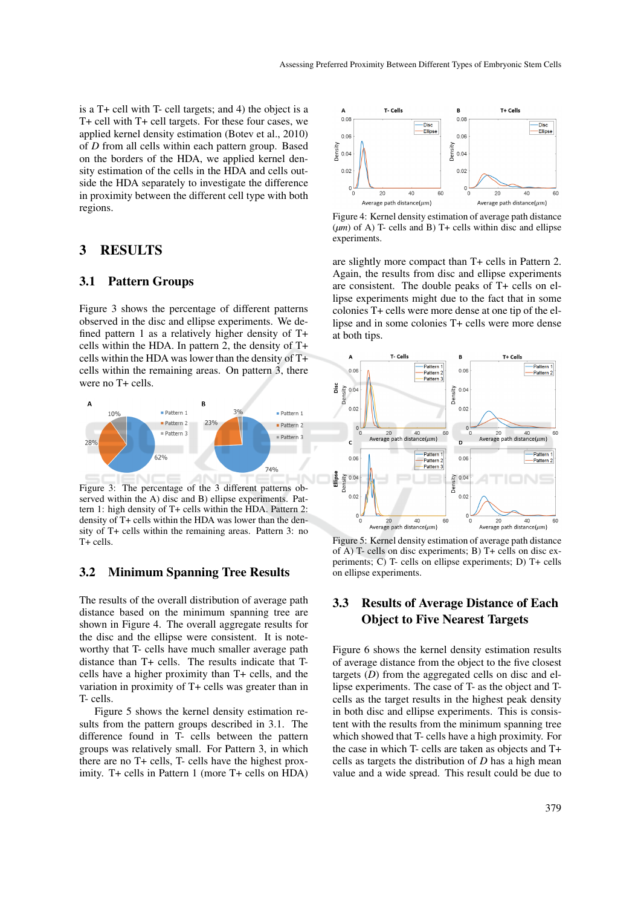is a T+ cell with T- cell targets; and 4) the object is a T+ cell with T+ cell targets. For these four cases, we applied kernel density estimation (Botev et al., 2010) of *D* from all cells within each pattern group. Based on the borders of the HDA, we applied kernel density estimation of the cells in the HDA and cells outside the HDA separately to investigate the difference in proximity between the different cell type with both regions.

## 3 RESULTS

### 3.1 Pattern Groups

Figure 3 shows the percentage of different patterns observed in the disc and ellipse experiments. We defined pattern 1 as a relatively higher density of T+ cells within the HDA. In pattern 2, the density of T+ cells within the HDA was lower than the density of T+ cells within the remaining areas. On pattern 3, there were no T+ cells.

Figure 3: The percentage of the 3 different patterns observed within the A) disc and B) ellipse experiments. Pattern 1: high density of T+ cells within the HDA. Pattern 2: density of T+ cells within the HDA was lower than the density of T+ cells within the remaining areas. Pattern 3: no T+ cells.

### 3.2 Minimum Spanning Tree Results

The results of the overall distribution of average path distance based on the minimum spanning tree are shown in Figure 4. The overall aggregate results for the disc and the ellipse were consistent. It is noteworthy that T- cells have much smaller average path distance than T+ cells. The results indicate that T- cells have a higher proximity than T+ cells, and the variation in proximity of T+ cells was greater than in T- cells.

Figure 5 shows the kernel density estimation results from the pattern groups described in 3.1. The difference found in T- cells between the pattern groups was relatively small. For Pattern 3, in which there are no T+ cells, T- cells have the highest proximity. T+ cells in Pattern 1 (more T+ cells on HDA) are slightly more compact than T+ cells in Pattern 2. Again, the results from disc and ellipse experiments are consistent. The double peaks of T+ cells on ellipse experiments might due to the fact that in some colonies T+ cells were more dense at one tip of the ellipse and in some colonies T+ cells were more dense at both tips.

Figure 4: Kernel density estimation of average path distance ($\mu m$) of A) T- cells and B) T+ cells within disc and ellipse experiments.

Figure 5: Kernel density estimation of average path distance of A) T- cells on disc experiments; B) T+ cells on disc experiments; C) T- cells on ellipse experiments; D) T+ cells on ellipse experiments.

### 3.3 Results of Average Distance of Each Object to Five Nearest Targets

Figure 6 shows the kernel density estimation results of average distance from the object to the five closest targets (*D*) from the aggregated cells on disc and ellipse experiments. The case of T- as the object and T- cells as the target results in the highest peak density in both disc and ellipse experiments. This is consistent with the results from the minimum spanning tree which showed that T- cells have a high proximity. For the case in which T- cells are taken as objects and T+ cells as targets the distribution of *D* has a high mean value and a wide spread. This result could be due to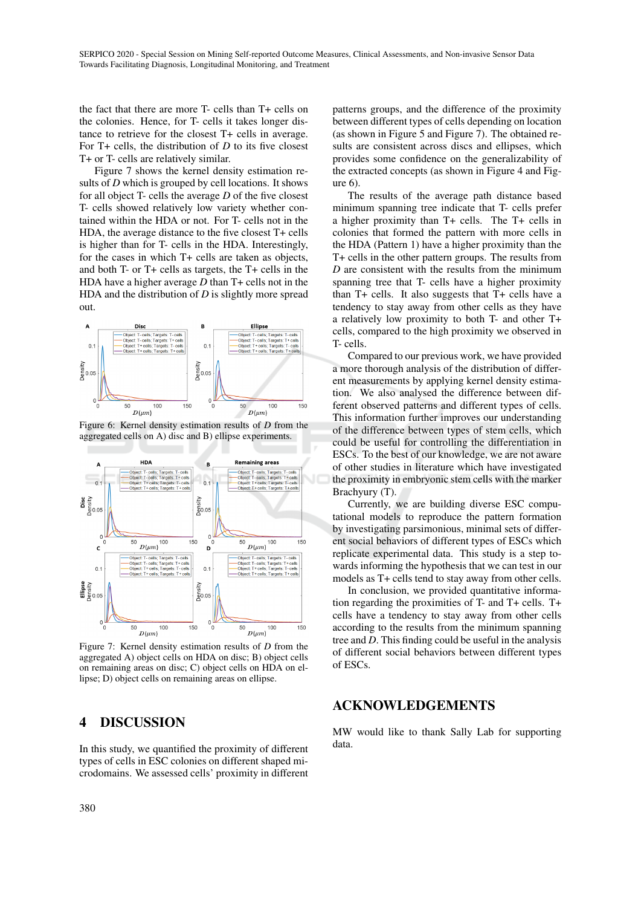the fact that there are more T- cells than T+ cells on the colonies. Hence, for T- cells it takes longer distance to retrieve for the closest T+ cells in average. For T+ cells, the distribution of $D$ to its five closest T+ or T- cells are relatively similar.

Figure 7 shows the kernel density estimation results of $D$ which is grouped by cell locations. It shows for all object T- cells the average $D$ of the five closest T- cells showed relatively low variety whether contained within the HDA or not. For T- cells not in the HDA, the average distance to the five closest T+ cells is higher than for T- cells in the HDA. Interestingly, for the cases in which T+ cells are taken as objects, and both T- or T+ cells as targets, the T+ cells in the HDA have a higher average $D$ than T+ cells not in the HDA and the distribution of $D$ is slightly more spread out.

Figure 6: Kernel density estimation results of $D$ from the aggregated cells on A) disc and B) ellipse experiments.

Figure 7: Kernel density estimation results of $D$ from the aggregated A) object cells on HDA on disc; B) object cells on remaining areas on disc; C) object cells on HDA on ellipse; D) object cells on remaining areas on ellipse.

## 4 DISCUSSION

In this study, we quantified the proximity of different types of cells in ESC colonies on different shaped microdomains. We assessed cells' proximity in different patterns groups, and the difference of the proximity between different types of cells depending on location (as shown in Figure 5 and Figure 7). The obtained results are consistent across discs and ellipses, which provides some confidence on the generalizability of the extracted concepts (as shown in Figure 4 and Figure 6).

The results of the average path distance based minimum spanning tree indicate that T- cells prefer a higher proximity than T+ cells. The T+ cells in colonies that formed the pattern with more cells in the HDA (Pattern 1) have a higher proximity than the T+ cells in the other pattern groups. The results from $D$ are consistent with the results from the minimum spanning tree that T- cells have a higher proximity than T+ cells. It also suggests that T+ cells have a tendency to stay away from other cells as they have a relatively low proximity to both T- and other T+ cells, compared to the high proximity we observed in T- cells.

Compared to our previous work, we have provided a more thorough analysis of the distribution of different measurements by applying kernel density estimation. We also analysed the difference between different observed patterns and different types of cells. This information further improves our understanding of the difference between types of stem cells, which could be useful for controlling the differentiation in ESCs. To the best of our knowledge, we are not aware of other studies in literature which have investigated the proximity in embryonic stem cells with the marker Brachyury (T).

Currently, we are building diverse ESC computational models to reproduce the pattern formation by investigating parsimonious, minimal sets of different social behaviors of different types of ESCs which replicate experimental data. This study is a step towards informing the hypothesis that we can test in our models as T+ cells tend to stay away from other cells.

In conclusion, we provided quantitative information regarding the proximities of T- and T+ cells. T+ cells have a tendency to stay away from other cells according to the results from the minimum spanning tree and $D$. This finding could be useful in the analysis of different social behaviors between different types of ESCs.

## ACKNOWLEDGEMENTS

MW would like to thank Sally Lab for supporting data.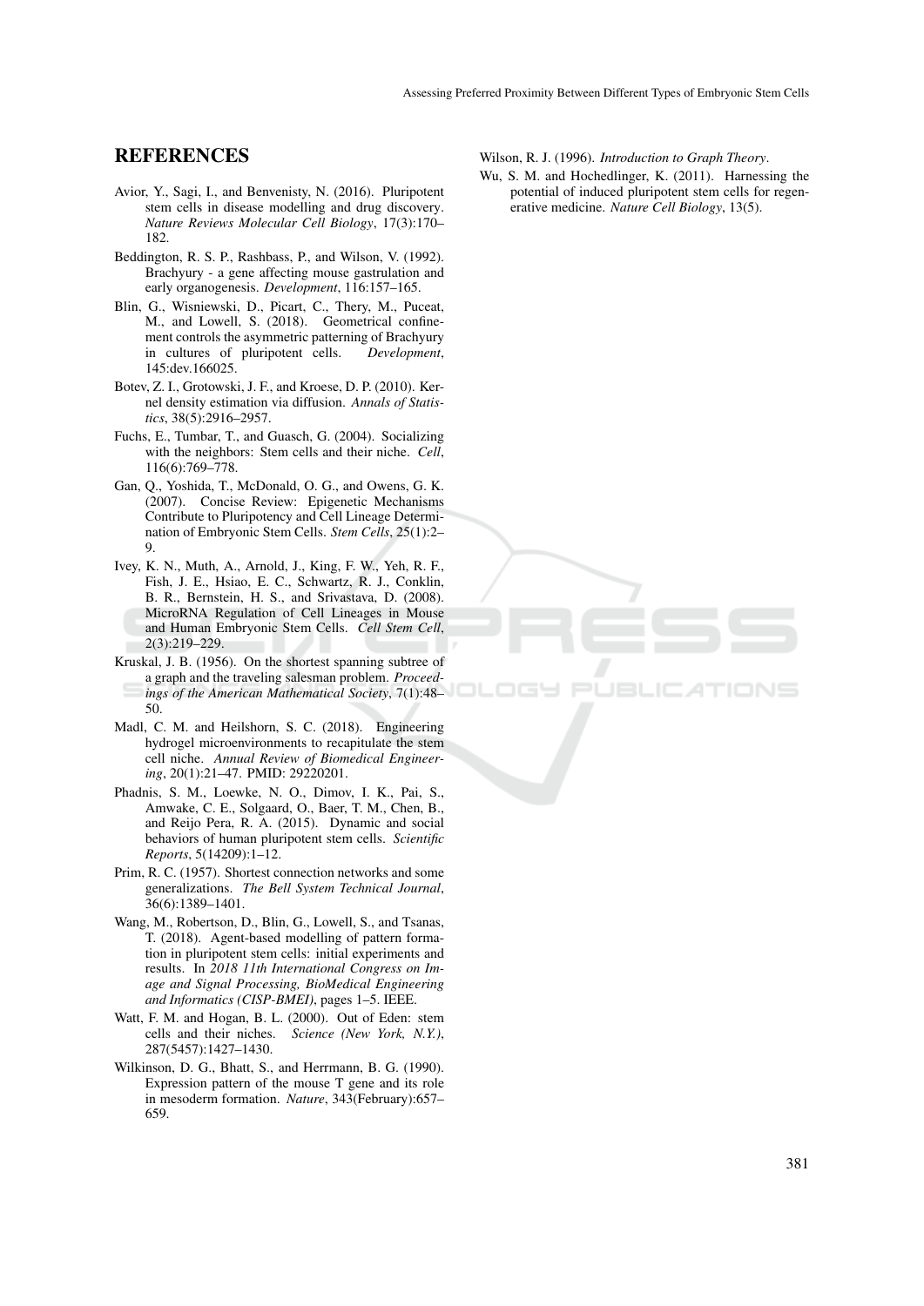## REFERENCES

Avior, Y., Sagi, I., and Benvenisty, N. (2016). Pluripotent stem cells in disease modelling and drug discovery. *Nature Reviews Molecular Cell Biology*, 17(3):170–182.

Beddington, R. S. P., Rashbass, P., and Wilson, V. (1992). Brachyury - a gene affecting mouse gastrulation and early organogenesis. *Development*, 116:157–165.

Blin, G., Wisniewski, D., Picart, C., Thery, M., Puceat, M., and Lowell, S. (2018). Geometrical confinement controls the asymmetric patterning of Brachyury in cultures of pluripotent cells. *Development*, 145:dev.166025.

Botev, Z. I., Grotowski, J. F., and Kroese, D. P. (2010). Kernel density estimation via diffusion. *Annals of Statistics*, 38(5):2916–2957.

Fuchs, E., Tumbar, T., and Guasch, G. (2004). Socializing with the neighbors: Stem cells and their niche. *Cell*, 116(6):769–778.

Gan, Q., Yoshida, T., McDonald, O. G., and Owens, G. K. (2007). Concise Review: Epigenetic Mechanisms Contribute to Pluripotency and Cell Lineage Determination of Embryonic Stem Cells. *Stem Cells*, 25(1):2–9.

Ivey, K. N., Muth, A., Arnold, J., King, F. W., Yeh, R. F., Fish, J. E., Hsiao, E. C., Schwartz, R. J., Conklin, B. R., Bernstein, H. S., and Srivastava, D. (2008). MicroRNA Regulation of Cell Lineages in Mouse and Human Embryonic Stem Cells. *Cell Stem Cell*, 2(3):219–229.

Kruskal, J. B. (1956). On the shortest spanning subtree of a graph and the traveling salesman problem. *Proceedings of the American Mathematical Society*, 7(1):48–50.

Madl, C. M. and Heilshorn, S. C. (2018). Engineering hydrogel microenvironments to recapitulate the stem cell niche. *Annual Review of Biomedical Engineering*, 20(1):21–47. PMID: 29220201.

Phadnis, S. M., Loewke, N. O., Dimov, I. K., Pai, S., Amwake, C. E., Solgaard, O., Baer, T. M., Chen, B., and Reijo Pera, R. A. (2015). Dynamic and social behaviors of human pluripotent stem cells. *Scientific Reports*, 5(14209):1–12.

Prim, R. C. (1957). Shortest connection networks and some generalizations. *The Bell System Technical Journal*, 36(6):1389–1401.

Wang, M., Robertson, D., Blin, G., Lowell, S., and Tsanas, T. (2018). Agent-based modelling of pattern formation in pluripotent stem cells: initial experiments and results. In *2018 11th International Congress on Image and Signal Processing, BioMedical Engineering and Informatics (CISP-BMEI)*, pages 1–5. IEEE.

Watt, F. M. and Hogan, B. L. (2000). Out of Eden: stem cells and their niches. *Science (New York, N.Y.)*, 287(5457):1427–1430.

Wilkinson, D. G., Bhatt, S., and Herrmann, B. G. (1990). Expression pattern of the mouse T gene and its role in mesoderm formation. *Nature*, 343(February):657–659.

Wilson, R. J. (1996). *Introduction to Graph Theory*.

Wu, S. M. and Hochedlinger, K. (2011). Harnessing the potential of induced pluripotent stem cells for regenerative medicine. *Nature Cell Biology*, 13(5).